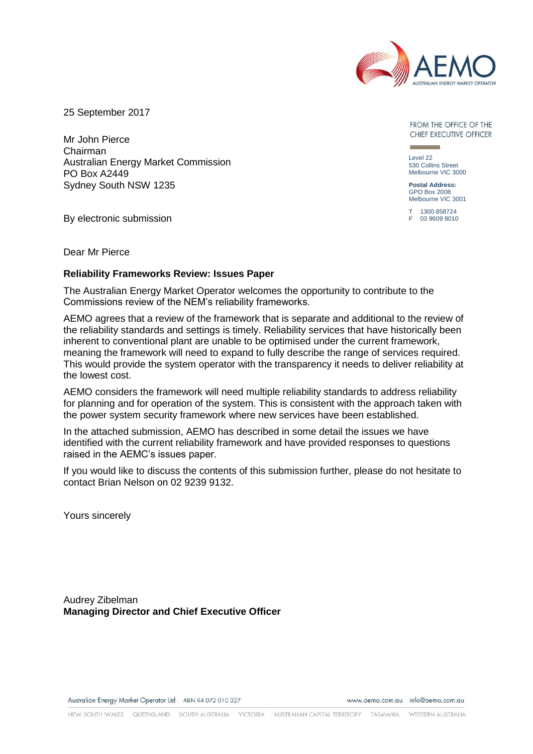25 September 2017

Mr John Pierce
Chairman
Australian Energy Market Commission
PO Box A2449
Sydney South NSW 1235

FROM THE OFFICE OF THE CHIEF EXECUTIVE OFFICER

Level 22
530 Collins Street
Melbourne VIC 3000

**Postal Address:**
GPO Box 2008
Melbourne VIC 3001

T 1300 858724
F 03 9609 8010

By electronic submission

Dear Mr Pierce

**Reliability Frameworks Review: Issues Paper**

The Australian Energy Market Operator welcomes the opportunity to contribute to the Commissions review of the NEM's reliability frameworks.

AEMO agrees that a review of the framework that is separate and additional to the review of the reliability standards and settings is timely. Reliability services that have historically been inherent to conventional plant are unable to be optimised under the current framework, meaning the framework will need to expand to fully describe the range of services required. This would provide the system operator with the transparency it needs to deliver reliability at the lowest cost.

AEMO considers the framework will need multiple reliability standards to address reliability for planning and for operation of the system. This is consistent with the approach taken with the power system security framework where new services have been established.

In the attached submission, AEMO has described in some detail the issues we have identified with the current reliability framework and have provided responses to questions raised in the AEMC's issues paper.

If you would like to discuss the contents of this submission further, please do not hesitate to contact Brian Nelson on 02 9239 9132.

Yours sincerely

Audrey Zibelman
**Managing Director and Chief Executive Officer**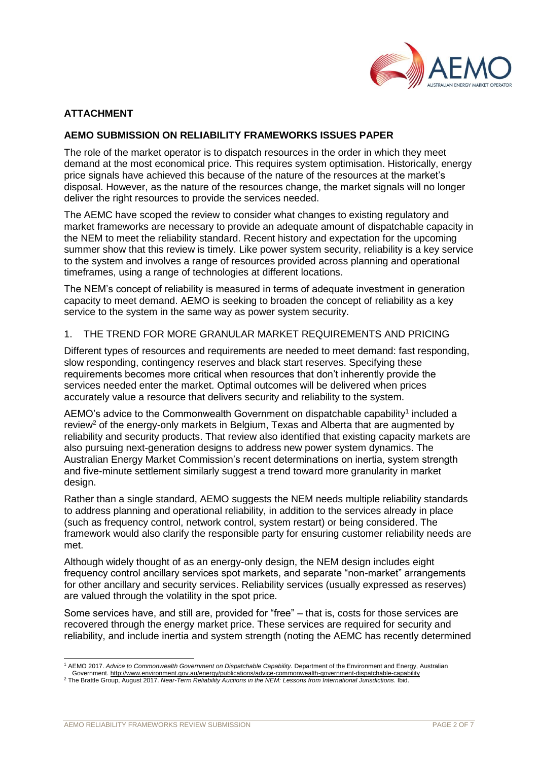**ATTACHMENT**

**AEMO SUBMISSION ON RELIABILITY FRAMEWORKS ISSUES PAPER**

The role of the market operator is to dispatch resources in the order in which they meet demand at the most economical price. This requires system optimisation. Historically, energy price signals have achieved this because of the nature of the resources at the market's disposal. However, as the nature of the resources change, the market signals will no longer deliver the right resources to provide the services needed.

The AEMC have scoped the review to consider what changes to existing regulatory and market frameworks are necessary to provide an adequate amount of dispatchable capacity in the NEM to meet the reliability standard. Recent history and expectation for the upcoming summer show that this review is timely. Like power system security, reliability is a key service to the system and involves a range of resources provided across planning and operational timeframes, using a range of technologies at different locations.

The NEM's concept of reliability is measured in terms of adequate investment in generation capacity to meet demand. AEMO is seeking to broaden the concept of reliability as a key service to the system in the same way as power system security.

1. THE TREND FOR MORE GRANULAR MARKET REQUIREMENTS AND PRICING

Different types of resources and requirements are needed to meet demand: fast responding, slow responding, contingency reserves and black start reserves. Specifying these requirements becomes more critical when resources that don't inherently provide the services needed enter the market. Optimal outcomes will be delivered when prices accurately value a resource that delivers security and reliability to the system.

AEMO's advice to the Commonwealth Government on dispatchable capability[1] included a review[2] of the energy-only markets in Belgium, Texas and Alberta that are augmented by reliability and security products. That review also identified that existing capacity markets are also pursuing next-generation designs to address new power system dynamics. The Australian Energy Market Commission's recent determinations on inertia, system strength and five-minute settlement similarly suggest a trend toward more granularity in market design.

Rather than a single standard, AEMO suggests the NEM needs multiple reliability standards to address planning and operational reliability, in addition to the services already in place (such as frequency control, network control, system restart) or being considered. The framework would also clarify the responsible party for ensuring customer reliability needs are met.

Although widely thought of as an energy-only design, the NEM design includes eight frequency control ancillary services spot markets, and separate "non-market" arrangements for other ancillary and security services. Reliability services (usually expressed as reserves) are valued through the volatility in the spot price.

Some services have, and still are, provided for "free" – that is, costs for those services are recovered through the energy market price. These services are required for security and reliability, and include inertia and system strength (noting the AEMC has recently determined

---

[1] AEMO 2017. *Advice to Commonwealth Government on Dispatchable Capability.* Department of the Environment and Energy, Australian Government. http://www.environment.gov.au/energy/publications/advice-commonwealth-government-dispatchable-capability

[2] The Brattle Group, August 2017. *Near-Term Reliability Auctions in the NEM: Lessons from International Jurisdictions.* Ibid.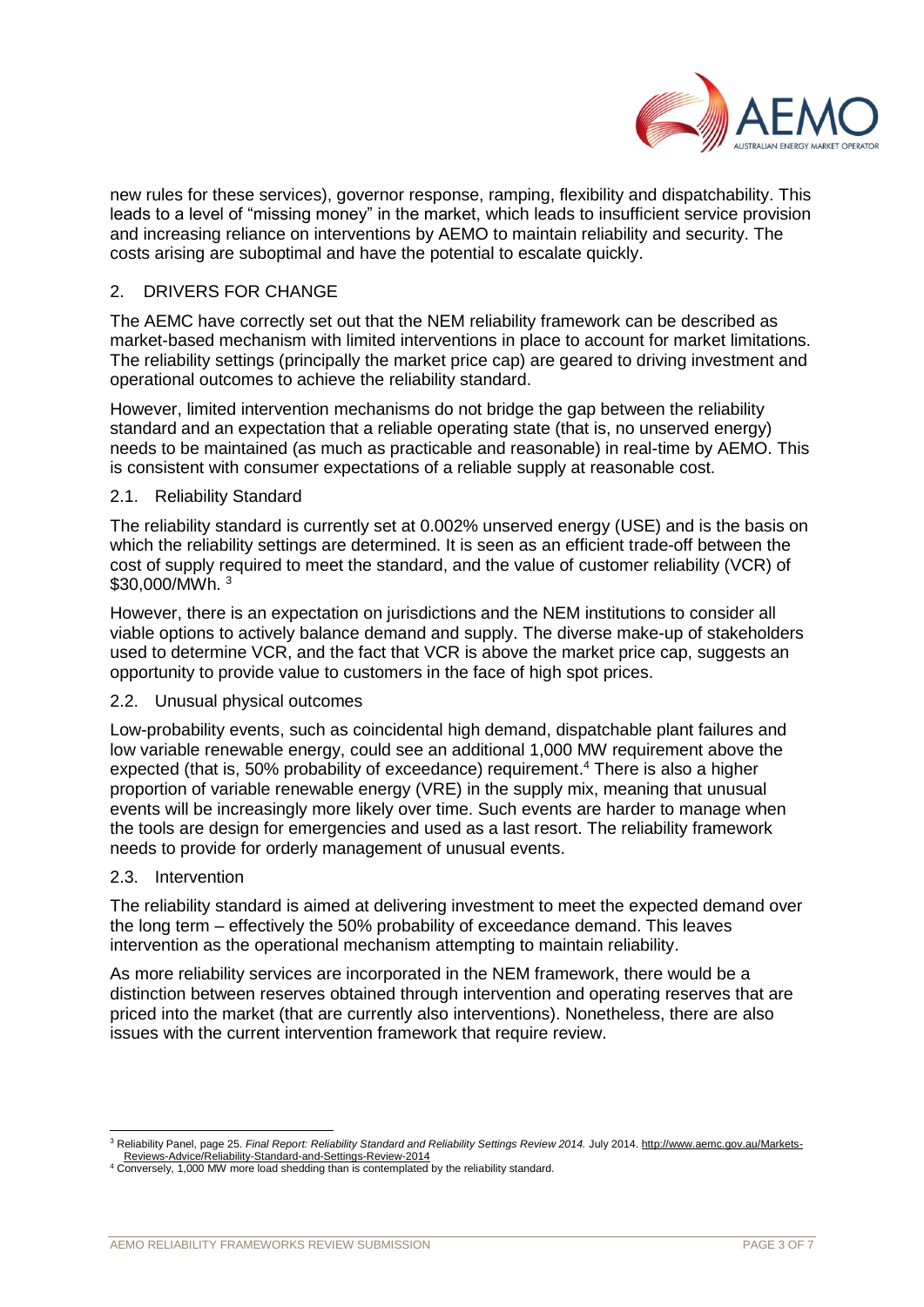new rules for these services), governor response, ramping, flexibility and dispatchability. This leads to a level of "missing money" in the market, which leads to insufficient service provision and increasing reliance on interventions by AEMO to maintain reliability and security. The costs arising are suboptimal and have the potential to escalate quickly.

## 2. DRIVERS FOR CHANGE

The AEMC have correctly set out that the NEM reliability framework can be described as market-based mechanism with limited interventions in place to account for market limitations. The reliability settings (principally the market price cap) are geared to driving investment and operational outcomes to achieve the reliability standard.

However, limited intervention mechanisms do not bridge the gap between the reliability standard and an expectation that a reliable operating state (that is, no unserved energy) needs to be maintained (as much as practicable and reasonable) in real-time by AEMO. This is consistent with consumer expectations of a reliable supply at reasonable cost.

### 2.1. Reliability Standard

The reliability standard is currently set at 0.002% unserved energy (USE) and is the basis on which the reliability settings are determined. It is seen as an efficient trade-off between the cost of supply required to meet the standard, and the value of customer reliability (VCR) of $30,000/MWh. [3]

However, there is an expectation on jurisdictions and the NEM institutions to consider all viable options to actively balance demand and supply. The diverse make-up of stakeholders used to determine VCR, and the fact that VCR is above the market price cap, suggests an opportunity to provide value to customers in the face of high spot prices.

### 2.2. Unusual physical outcomes

Low-probability events, such as coincidental high demand, dispatchable plant failures and low variable renewable energy, could see an additional 1,000 MW requirement above the expected (that is, 50% probability of exceedance) requirement.[4] There is also a higher proportion of variable renewable energy (VRE) in the supply mix, meaning that unusual events will be increasingly more likely over time. Such events are harder to manage when the tools are design for emergencies and used as a last resort. The reliability framework needs to provide for orderly management of unusual events.

### 2.3. Intervention

The reliability standard is aimed at delivering investment to meet the expected demand over the long term – effectively the 50% probability of exceedance demand. This leaves intervention as the operational mechanism attempting to maintain reliability.

As more reliability services are incorporated in the NEM framework, there would be a distinction between reserves obtained through intervention and operating reserves that are priced into the market (that are currently also interventions). Nonetheless, there are also issues with the current intervention framework that require review.

---

[3] Reliability Panel, page 25. *Final Report: Reliability Standard and Reliability Settings Review 2014.* July 2014. http://www.aemc.gov.au/Markets-Reviews-Advice/Reliability-Standard-and-Settings-Review-2014

[4] Conversely, 1,000 MW more load shedding than is contemplated by the reliability standard.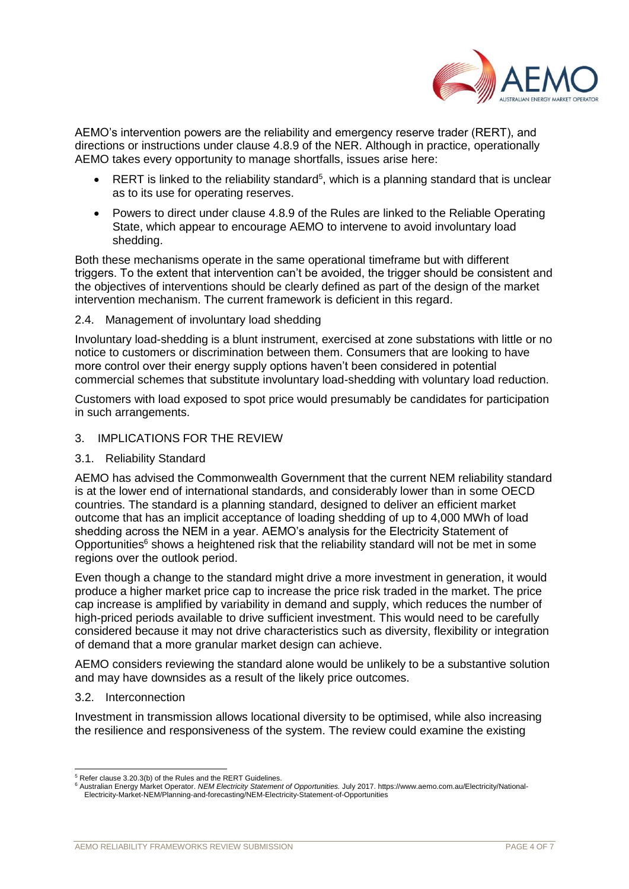AEMO's intervention powers are the reliability and emergency reserve trader (RERT), and directions or instructions under clause 4.8.9 of the NER. Although in practice, operationally AEMO takes every opportunity to manage shortfalls, issues arise here:

- RERT is linked to the reliability standard[5], which is a planning standard that is unclear as to its use for operating reserves.
- Powers to direct under clause 4.8.9 of the Rules are linked to the Reliable Operating State, which appear to encourage AEMO to intervene to avoid involuntary load shedding.

Both these mechanisms operate in the same operational timeframe but with different triggers. To the extent that intervention can't be avoided, the trigger should be consistent and the objectives of interventions should be clearly defined as part of the design of the market intervention mechanism. The current framework is deficient in this regard.

### 2.4. Management of involuntary load shedding

Involuntary load-shedding is a blunt instrument, exercised at zone substations with little or no notice to customers or discrimination between them. Consumers that are looking to have more control over their energy supply options haven't been considered in potential commercial schemes that substitute involuntary load-shedding with voluntary load reduction.

Customers with load exposed to spot price would presumably be candidates for participation in such arrangements.

## 3. IMPLICATIONS FOR THE REVIEW

### 3.1. Reliability Standard

AEMO has advised the Commonwealth Government that the current NEM reliability standard is at the lower end of international standards, and considerably lower than in some OECD countries. The standard is a planning standard, designed to deliver an efficient market outcome that has an implicit acceptance of loading shedding of up to 4,000 MWh of load shedding across the NEM in a year. AEMO's analysis for the Electricity Statement of Opportunities[6] shows a heightened risk that the reliability standard will not be met in some regions over the outlook period.

Even though a change to the standard might drive a more investment in generation, it would produce a higher market price cap to increase the price risk traded in the market. The price cap increase is amplified by variability in demand and supply, which reduces the number of high-priced periods available to drive sufficient investment. This would need to be carefully considered because it may not drive characteristics such as diversity, flexibility or integration of demand that a more granular market design can achieve.

AEMO considers reviewing the standard alone would be unlikely to be a substantive solution and may have downsides as a result of the likely price outcomes.

### 3.2. Interconnection

Investment in transmission allows locational diversity to be optimised, while also increasing the resilience and responsiveness of the system. The review could examine the existing

---

[5] Refer clause 3.20.3(b) of the Rules and the RERT Guidelines.

[6] Australian Energy Market Operator. *NEM Electricity Statement of Opportunities.* July 2017. https://www.aemo.com.au/Electricity/National-Electricity-Market-NEM/Planning-and-forecasting/NEM-Electricity-Statement-of-Opportunities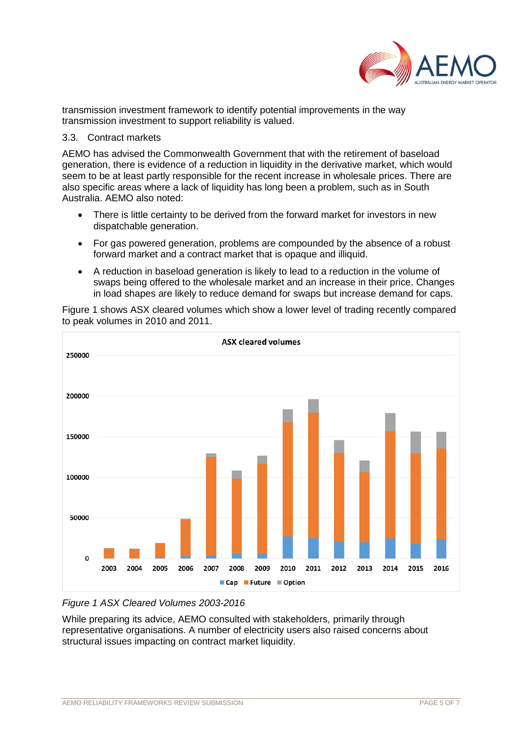transmission investment framework to identify potential improvements in the way transmission investment to support reliability is valued.

### 3.3. Contract markets

AEMO has advised the Commonwealth Government that with the retirement of baseload generation, there is evidence of a reduction in liquidity in the derivative market, which would seem to be at least partly responsible for the recent increase in wholesale prices. There are also specific areas where a lack of liquidity has long been a problem, such as in South Australia. AEMO also noted:

- There is little certainty to be derived from the forward market for investors in new dispatchable generation.
- For gas powered generation, problems are compounded by the absence of a robust forward market and a contract market that is opaque and illiquid.
- A reduction in baseload generation is likely to lead to a reduction in the volume of swaps being offered to the wholesale market and an increase in their price. Changes in load shapes are likely to reduce demand for swaps but increase demand for caps.

Figure 1 shows ASX cleared volumes which show a lower level of trading recently compared to peak volumes in 2010 and 2011.

*Figure 1 ASX Cleared Volumes 2003-2016*

While preparing its advice, AEMO consulted with stakeholders, primarily through representative organisations. A number of electricity users also raised concerns about structural issues impacting on contract market liquidity.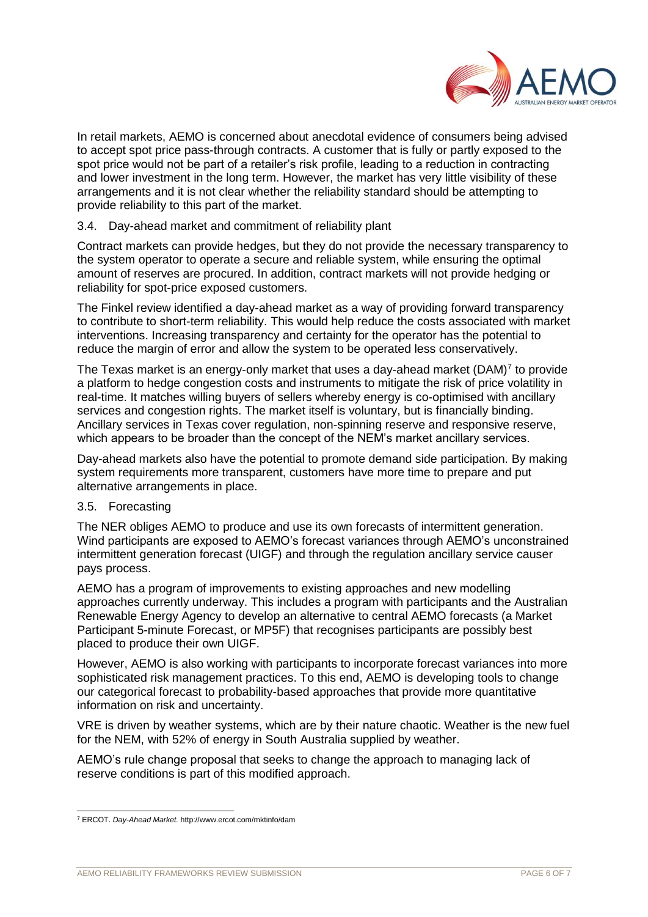In retail markets, AEMO is concerned about anecdotal evidence of consumers being advised to accept spot price pass-through contracts. A customer that is fully or partly exposed to the spot price would not be part of a retailer's risk profile, leading to a reduction in contracting and lower investment in the long term. However, the market has very little visibility of these arrangements and it is not clear whether the reliability standard should be attempting to provide reliability to this part of the market.

### 3.4. Day-ahead market and commitment of reliability plant

Contract markets can provide hedges, but they do not provide the necessary transparency to the system operator to operate a secure and reliable system, while ensuring the optimal amount of reserves are procured. In addition, contract markets will not provide hedging or reliability for spot-price exposed customers.

The Finkel review identified a day-ahead market as a way of providing forward transparency to contribute to short-term reliability. This would help reduce the costs associated with market interventions. Increasing transparency and certainty for the operator has the potential to reduce the margin of error and allow the system to be operated less conservatively.

The Texas market is an energy-only market that uses a day-ahead market (DAM)[7] to provide a platform to hedge congestion costs and instruments to mitigate the risk of price volatility in real-time. It matches willing buyers of sellers whereby energy is co-optimised with ancillary services and congestion rights. The market itself is voluntary, but is financially binding. Ancillary services in Texas cover regulation, non-spinning reserve and responsive reserve, which appears to be broader than the concept of the NEM's market ancillary services.

Day-ahead markets also have the potential to promote demand side participation. By making system requirements more transparent, customers have more time to prepare and put alternative arrangements in place.

### 3.5. Forecasting

The NER obliges AEMO to produce and use its own forecasts of intermittent generation. Wind participants are exposed to AEMO's forecast variances through AEMO's unconstrained intermittent generation forecast (UIGF) and through the regulation ancillary service causer pays process.

AEMO has a program of improvements to existing approaches and new modelling approaches currently underway. This includes a program with participants and the Australian Renewable Energy Agency to develop an alternative to central AEMO forecasts (a Market Participant 5-minute Forecast, or MP5F) that recognises participants are possibly best placed to produce their own UIGF.

However, AEMO is also working with participants to incorporate forecast variances into more sophisticated risk management practices. To this end, AEMO is developing tools to change our categorical forecast to probability-based approaches that provide more quantitative information on risk and uncertainty.

VRE is driven by weather systems, which are by their nature chaotic. Weather is the new fuel for the NEM, with 52% of energy in South Australia supplied by weather.

AEMO's rule change proposal that seeks to change the approach to managing lack of reserve conditions is part of this modified approach.

---

[7] ERCOT. *Day-Ahead Market.* http://www.ercot.com/mktinfo/dam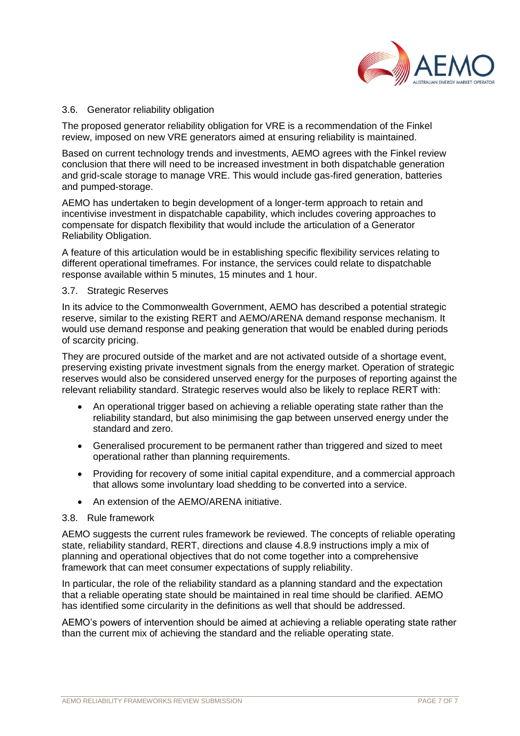### 3.6. Generator reliability obligation

The proposed generator reliability obligation for VRE is a recommendation of the Finkel review, imposed on new VRE generators aimed at ensuring reliability is maintained.

Based on current technology trends and investments, AEMO agrees with the Finkel review conclusion that there will need to be increased investment in both dispatchable generation and grid-scale storage to manage VRE. This would include gas-fired generation, batteries and pumped-storage.

AEMO has undertaken to begin development of a longer-term approach to retain and incentivise investment in dispatchable capability, which includes covering approaches to compensate for dispatch flexibility that would include the articulation of a Generator Reliability Obligation.

A feature of this articulation would be in establishing specific flexibility services relating to different operational timeframes. For instance, the services could relate to dispatchable response available within 5 minutes, 15 minutes and 1 hour.

### 3.7. Strategic Reserves

In its advice to the Commonwealth Government, AEMO has described a potential strategic reserve, similar to the existing RERT and AEMO/ARENA demand response mechanism. It would use demand response and peaking generation that would be enabled during periods of scarcity pricing.

They are procured outside of the market and are not activated outside of a shortage event, preserving existing private investment signals from the energy market. Operation of strategic reserves would also be considered unserved energy for the purposes of reporting against the relevant reliability standard. Strategic reserves would also be likely to replace RERT with:

- An operational trigger based on achieving a reliable operating state rather than the reliability standard, but also minimising the gap between unserved energy under the standard and zero.
- Generalised procurement to be permanent rather than triggered and sized to meet operational rather than planning requirements.
- Providing for recovery of some initial capital expenditure, and a commercial approach that allows some involuntary load shedding to be converted into a service.
- An extension of the AEMO/ARENA initiative.

### 3.8. Rule framework

AEMO suggests the current rules framework be reviewed. The concepts of reliable operating state, reliability standard, RERT, directions and clause 4.8.9 instructions imply a mix of planning and operational objectives that do not come together into a comprehensive framework that can meet consumer expectations of supply reliability.

In particular, the role of the reliability standard as a planning standard and the expectation that a reliable operating state should be maintained in real time should be clarified. AEMO has identified some circularity in the definitions as well that should be addressed.

AEMO's powers of intervention should be aimed at achieving a reliable operating state rather than the current mix of achieving the standard and the reliable operating state.